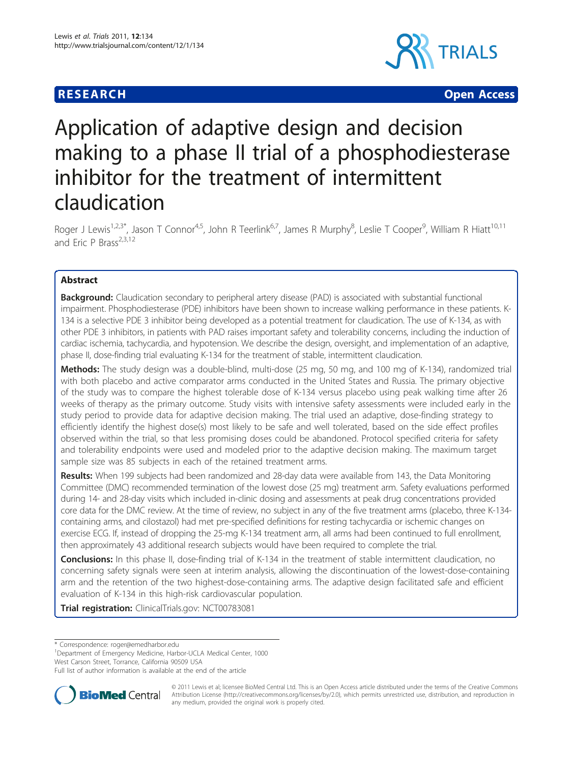RESEARCH Open Access

# Application of adaptive design and decision making to a phase II trial of a phosphodiesterase inhibitor for the treatment of intermittent claudication

Roger J Lewis[1,2,3*], Jason T Connor[4,5], John R Teerlink[6,7], James R Murphy[8], Leslie T Cooper[9], William R Hiatt[10,11] and Eric P Brass[2,3,12]

## Abstract

**Background:** Claudication secondary to peripheral artery disease (PAD) is associated with substantial functional impairment. Phosphodiesterase (PDE) inhibitors have been shown to increase walking performance in these patients. K-134 is a selective PDE 3 inhibitor being developed as a potential treatment for claudication. The use of K-134, as with other PDE 3 inhibitors, in patients with PAD raises important safety and tolerability concerns, including the induction of cardiac ischemia, tachycardia, and hypotension. We describe the design, oversight, and implementation of an adaptive, phase II, dose-finding trial evaluating K-134 for the treatment of stable, intermittent claudication.

**Methods:** The study design was a double-blind, multi-dose (25 mg, 50 mg, and 100 mg of K-134), randomized trial with both placebo and active comparator arms conducted in the United States and Russia. The primary objective of the study was to compare the highest tolerable dose of K-134 versus placebo using peak walking time after 26 weeks of therapy as the primary outcome. Study visits with intensive safety assessments were included early in the study period to provide data for adaptive decision making. The trial used an adaptive, dose-finding strategy to efficiently identify the highest dose(s) most likely to be safe and well tolerated, based on the side effect profiles observed within the trial, so that less promising doses could be abandoned. Protocol specified criteria for safety and tolerability endpoints were used and modeled prior to the adaptive decision making. The maximum target sample size was 85 subjects in each of the retained treatment arms.

**Results:** When 199 subjects had been randomized and 28-day data were available from 143, the Data Monitoring Committee (DMC) recommended termination of the lowest dose (25 mg) treatment arm. Safety evaluations performed during 14- and 28-day visits which included in-clinic dosing and assessments at peak drug concentrations provided core data for the DMC review. At the time of review, no subject in any of the five treatment arms (placebo, three K-134-containing arms, and cilostazol) had met pre-specified definitions for resting tachycardia or ischemic changes on exercise ECG. If, instead of dropping the 25-mg K-134 treatment arm, all arms had been continued to full enrollment, then approximately 43 additional research subjects would have been required to complete the trial.

**Conclusions:** In this phase II, dose-finding trial of K-134 in the treatment of stable intermittent claudication, no concerning safety signals were seen at interim analysis, allowing the discontinuation of the lowest-dose-containing arm and the retention of the two highest-dose-containing arms. The adaptive design facilitated safe and efficient evaluation of K-134 in this high-risk cardiovascular population.

**Trial registration:** ClinicalTrials.gov: NCT00783081

\* Correspondence: roger@emedharbor.edu

[1]Department of Emergency Medicine, Harbor-UCLA Medical Center, 1000 West Carson Street, Torrance, California 90509 USA

Full list of author information is available at the end of the article

© 2011 Lewis et al; licensee BioMed Central Ltd. This is an Open Access article distributed under the terms of the Creative Commons Attribution License (http://creativecommons.org/licenses/by/2.0), which permits unrestricted use, distribution, and reproduction in any medium, provided the original work is properly cited.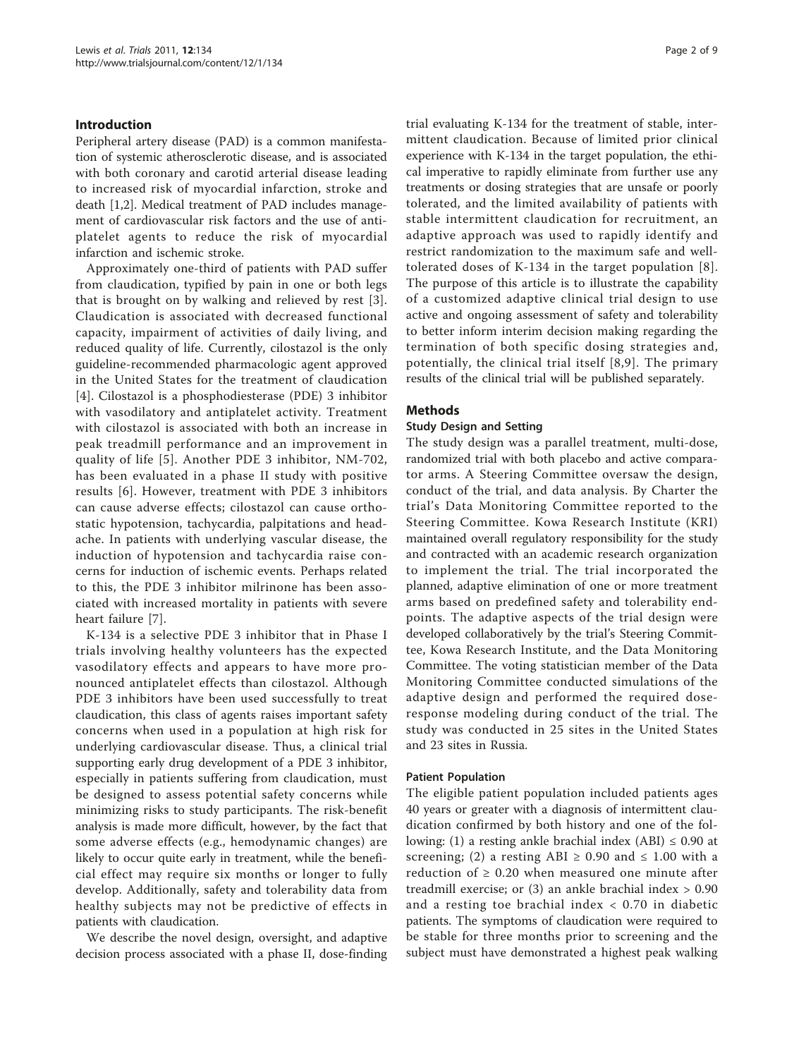## Introduction

Peripheral artery disease (PAD) is a common manifestation of systemic atherosclerotic disease, and is associated with both coronary and carotid arterial disease leading to increased risk of myocardial infarction, stroke and death [1,2]. Medical treatment of PAD includes management of cardiovascular risk factors and the use of antiplatelet agents to reduce the risk of myocardial infarction and ischemic stroke.

Approximately one-third of patients with PAD suffer from claudication, typified by pain in one or both legs that is brought on by walking and relieved by rest [3]. Claudication is associated with decreased functional capacity, impairment of activities of daily living, and reduced quality of life. Currently, cilostazol is the only guideline-recommended pharmacologic agent approved in the United States for the treatment of claudication [4]. Cilostazol is a phosphodiesterase (PDE) 3 inhibitor with vasodilatory and antiplatelet activity. Treatment with cilostazol is associated with both an increase in peak treadmill performance and an improvement in quality of life [5]. Another PDE 3 inhibitor, NM-702, has been evaluated in a phase II study with positive results [6]. However, treatment with PDE 3 inhibitors can cause adverse effects; cilostazol can cause orthostatic hypotension, tachycardia, palpitations and headache. In patients with underlying vascular disease, the induction of hypotension and tachycardia raise concerns for induction of ischemic events. Perhaps related to this, the PDE 3 inhibitor milrinone has been associated with increased mortality in patients with severe heart failure [7].

K-134 is a selective PDE 3 inhibitor that in Phase I trials involving healthy volunteers has the expected vasodilatory effects and appears to have more pronounced antiplatelet effects than cilostazol. Although PDE 3 inhibitors have been used successfully to treat claudication, this class of agents raises important safety concerns when used in a population at high risk for underlying cardiovascular disease. Thus, a clinical trial supporting early drug development of a PDE 3 inhibitor, especially in patients suffering from claudication, must be designed to assess potential safety concerns while minimizing risks to study participants. The risk-benefit analysis is made more difficult, however, by the fact that some adverse effects (e.g., hemodynamic changes) are likely to occur quite early in treatment, while the beneficial effect may require six months or longer to fully develop. Additionally, safety and tolerability data from healthy subjects may not be predictive of effects in patients with claudication.

We describe the novel design, oversight, and adaptive decision process associated with a phase II, dose-finding trial evaluating K-134 for the treatment of stable, intermittent claudication. Because of limited prior clinical experience with K-134 in the target population, the ethical imperative to rapidly eliminate from further use any treatments or dosing strategies that are unsafe or poorly tolerated, and the limited availability of patients with stable intermittent claudication for recruitment, an adaptive approach was used to rapidly identify and restrict randomization to the maximum safe and well-tolerated doses of K-134 in the target population [8]. The purpose of this article is to illustrate the capability of a customized adaptive clinical trial design to use active and ongoing assessment of safety and tolerability to better inform interim decision making regarding the termination of both specific dosing strategies and, potentially, the clinical trial itself [8,9]. The primary results of the clinical trial will be published separately.

## Methods

### Study Design and Setting

The study design was a parallel treatment, multi-dose, randomized trial with both placebo and active comparator arms. A Steering Committee oversaw the design, conduct of the trial, and data analysis. By Charter the trial's Data Monitoring Committee reported to the Steering Committee. Kowa Research Institute (KRI) maintained overall regulatory responsibility for the study and contracted with an academic research organization to implement the trial. The trial incorporated the planned, adaptive elimination of one or more treatment arms based on predefined safety and tolerability endpoints. The adaptive aspects of the trial design were developed collaboratively by the trial's Steering Committee, Kowa Research Institute, and the Data Monitoring Committee. The voting statistician member of the Data Monitoring Committee conducted simulations of the adaptive design and performed the required dose-response modeling during conduct of the trial. The study was conducted in 25 sites in the United States and 23 sites in Russia.

### Patient Population

The eligible patient population included patients ages 40 years or greater with a diagnosis of intermittent claudication confirmed by both history and one of the following: (1) a resting ankle brachial index (ABI) ≤ 0.90 at screening; (2) a resting ABI ≥ 0.90 and ≤ 1.00 with a reduction of ≥ 0.20 when measured one minute after treadmill exercise; or (3) an ankle brachial index > 0.90 and a resting toe brachial index < 0.70 in diabetic patients. The symptoms of claudication were required to be stable for three months prior to screening and the subject must have demonstrated a highest peak walking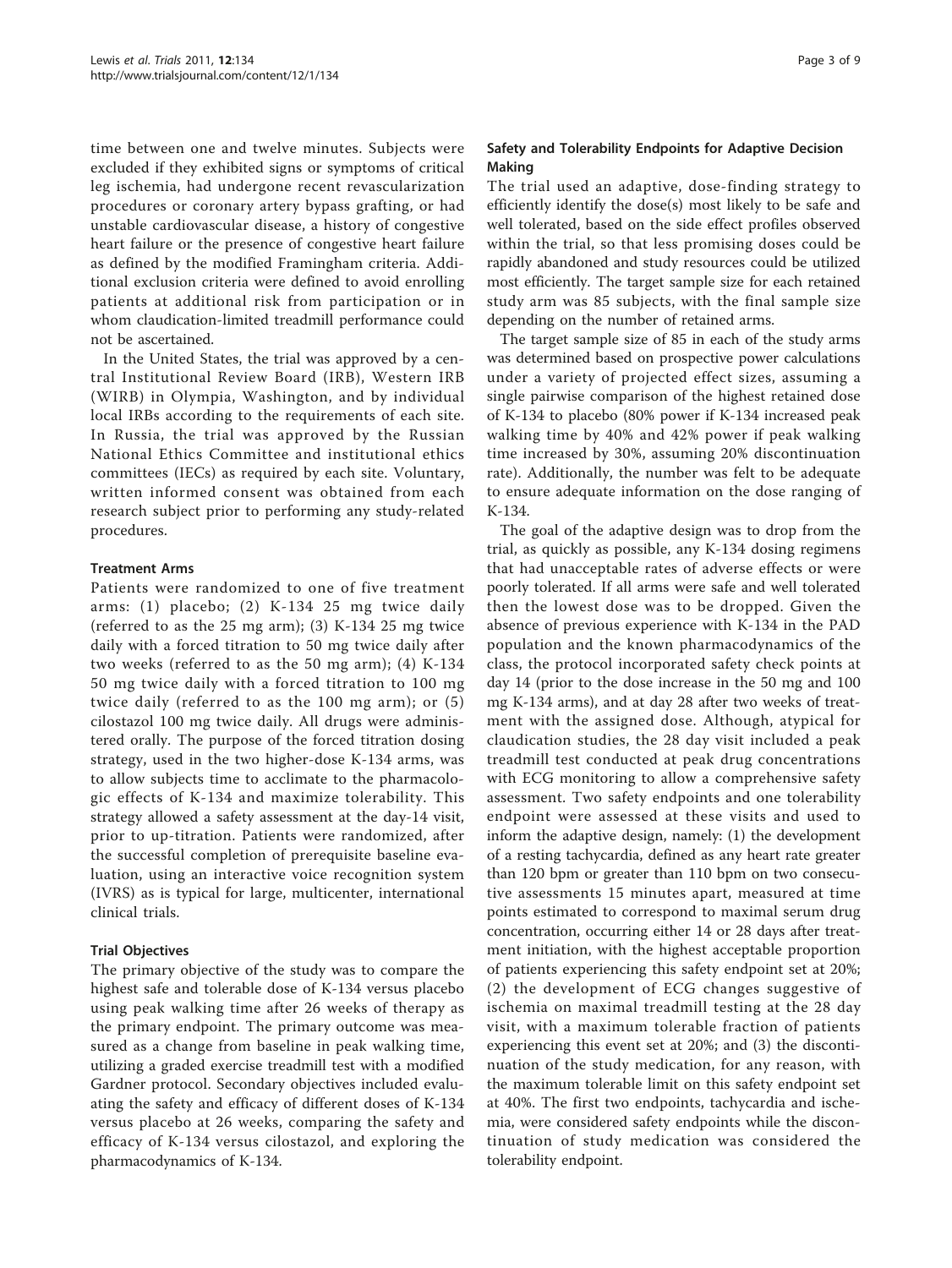time between one and twelve minutes. Subjects were excluded if they exhibited signs or symptoms of critical leg ischemia, had undergone recent revascularization procedures or coronary artery bypass grafting, or had unstable cardiovascular disease, a history of congestive heart failure or the presence of congestive heart failure as defined by the modified Framingham criteria. Additional exclusion criteria were defined to avoid enrolling patients at additional risk from participation or in whom claudication-limited treadmill performance could not be ascertained.

In the United States, the trial was approved by a central Institutional Review Board (IRB), Western IRB (WIRB) in Olympia, Washington, and by individual local IRBs according to the requirements of each site. In Russia, the trial was approved by the Russian National Ethics Committee and institutional ethics committees (IECs) as required by each site. Voluntary, written informed consent was obtained from each research subject prior to performing any study-related procedures.

### Treatment Arms

Patients were randomized to one of five treatment arms: (1) placebo; (2) K-134 25 mg twice daily (referred to as the 25 mg arm); (3) K-134 25 mg twice daily with a forced titration to 50 mg twice daily after two weeks (referred to as the 50 mg arm); (4) K-134 50 mg twice daily with a forced titration to 100 mg twice daily (referred to as the 100 mg arm); or (5) cilostazol 100 mg twice daily. All drugs were administered orally. The purpose of the forced titration dosing strategy, used in the two higher-dose K-134 arms, was to allow subjects time to acclimate to the pharmacologic effects of K-134 and maximize tolerability. This strategy allowed a safety assessment at the day-14 visit, prior to up-titration. Patients were randomized, after the successful completion of prerequisite baseline evaluation, using an interactive voice recognition system (IVRS) as is typical for large, multicenter, international clinical trials.

### Trial Objectives

The primary objective of the study was to compare the highest safe and tolerable dose of K-134 versus placebo using peak walking time after 26 weeks of therapy as the primary endpoint. The primary outcome was measured as a change from baseline in peak walking time, utilizing a graded exercise treadmill test with a modified Gardner protocol. Secondary objectives included evaluating the safety and efficacy of different doses of K-134 versus placebo at 26 weeks, comparing the safety and efficacy of K-134 versus cilostazol, and exploring the pharmacodynamics of K-134.

### Safety and Tolerability Endpoints for Adaptive Decision Making

The trial used an adaptive, dose-finding strategy to efficiently identify the dose(s) most likely to be safe and well tolerated, based on the side effect profiles observed within the trial, so that less promising doses could be rapidly abandoned and study resources could be utilized most efficiently. The target sample size for each retained study arm was 85 subjects, with the final sample size depending on the number of retained arms.

The target sample size of 85 in each of the study arms was determined based on prospective power calculations under a variety of projected effect sizes, assuming a single pairwise comparison of the highest retained dose of K-134 to placebo (80% power if K-134 increased peak walking time by 40% and 42% power if peak walking time increased by 30%, assuming 20% discontinuation rate). Additionally, the number was felt to be adequate to ensure adequate information on the dose ranging of K-134.

The goal of the adaptive design was to drop from the trial, as quickly as possible, any K-134 dosing regimens that had unacceptable rates of adverse effects or were poorly tolerated. If all arms were safe and well tolerated then the lowest dose was to be dropped. Given the absence of previous experience with K-134 in the PAD population and the known pharmacodynamics of the class, the protocol incorporated safety check points at day 14 (prior to the dose increase in the 50 mg and 100 mg K-134 arms), and at day 28 after two weeks of treatment with the assigned dose. Although, atypical for claudication studies, the 28 day visit included a peak treadmill test conducted at peak drug concentrations with ECG monitoring to allow a comprehensive safety assessment. Two safety endpoints and one tolerability endpoint were assessed at these visits and used to inform the adaptive design, namely: (1) the development of a resting tachycardia, defined as any heart rate greater than 120 bpm or greater than 110 bpm on two consecutive assessments 15 minutes apart, measured at time points estimated to correspond to maximal serum drug concentration, occurring either 14 or 28 days after treatment initiation, with the highest acceptable proportion of patients experiencing this safety endpoint set at 20%; (2) the development of ECG changes suggestive of ischemia on maximal treadmill testing at the 28 day visit, with a maximum tolerable fraction of patients experiencing this event set at 20%; and (3) the discontinuation of the study medication, for any reason, with the maximum tolerable limit on this safety endpoint set at 40%. The first two endpoints, tachycardia and ischemia, were considered safety endpoints while the discontinuation of study medication was considered the tolerability endpoint.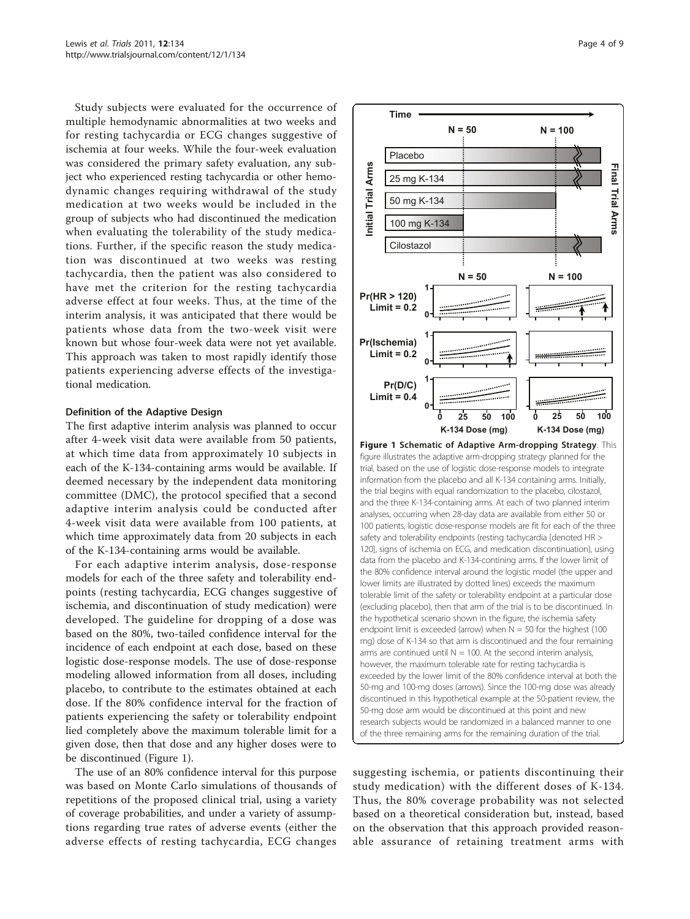Study subjects were evaluated for the occurrence of multiple hemodynamic abnormalities at two weeks and for resting tachycardia or ECG changes suggestive of ischemia at four weeks. While the four-week evaluation was considered the primary safety evaluation, any subject who experienced resting tachycardia or other hemodynamic changes requiring withdrawal of the study medication at two weeks would be included in the group of subjects who had discontinued the medication when evaluating the tolerability of the study medications. Further, if the specific reason the study medication was discontinued at two weeks was resting tachycardia, then the patient was also considered to have met the criterion for the resting tachycardia adverse effect at four weeks. Thus, at the time of the interim analysis, it was anticipated that there would be patients whose data from the two-week visit were known but whose four-week data were not yet available. This approach was taken to most rapidly identify those patients experiencing adverse effects of the investigational medication.

#### Definition of the Adaptive Design

The first adaptive interim analysis was planned to occur after 4-week visit data were available from 50 patients, at which time data from approximately 10 subjects in each of the K-134-containing arms would be available. If deemed necessary by the independent data monitoring committee (DMC), the protocol specified that a second adaptive interim analysis could be conducted after 4-week visit data were available from 100 patients, at which time approximately data from 20 subjects in each of the K-134-containing arms would be available.

For each adaptive interim analysis, dose-response models for each of the three safety and tolerability endpoints (resting tachycardia, ECG changes suggestive of ischemia, and discontinuation of study medication) were developed. The guideline for dropping of a dose was based on the 80%, two-tailed confidence interval for the incidence of each endpoint at each dose, based on these logistic dose-response models. The use of dose-response modeling allowed information from all doses, including placebo, to contribute to the estimates obtained at each dose. If the 80% confidence interval for the fraction of patients experiencing the safety or tolerability endpoint lied completely above the maximum tolerable limit for a given dose, then that dose and any higher doses were to be discontinued (Figure 1).

The use of an 80% confidence interval for this purpose was based on Monte Carlo simulations of thousands of repetitions of the proposed clinical trial, using a variety of coverage probabilities, and under a variety of assumptions regarding true rates of adverse events (either the adverse effects of resting tachycardia, ECG changes suggesting ischemia, or patients discontinuing their study medication) with the different doses of K-134. Thus, the 80% coverage probability was not selected based on a theoretical consideration but, instead, based on the observation that this approach provided reasonable assurance of retaining treatment arms with

**Figure 1 Schematic of Adaptive Arm-dropping Strategy**. This figure illustrates the adaptive arm-dropping strategy planned for the trial, based on the use of logistic dose-response models to integrate information from the placebo and all K-134 containing arms. Initially, the trial begins with equal randomization to the placebo, cilostazol, and the three K-134-containing arms. At each of two planned interim analyses, occurring when 28-day data are available from either 50 or 100 patients, logistic dose-response models are fit for each of the three safety and tolerability endpoints (resting tachycardia [denoted HR > 120], signs of ischemia on ECG, and medication discontinuation), using data from the placebo and K-134-contining arms. If the lower limit of the 80% confidence interval around the logistic model (the upper and lower limits are illustrated by dotted lines) exceeds the maximum tolerable limit of the safety or tolerability endpoint at a particular dose (excluding placebo), then that arm of the trial is to be discontinued. In the hypothetical scenario shown in the figure, the ischemia safety endpoint limit is exceeded (arrow) when N = 50 for the highest (100 mg) dose of K-134 so that arm is discontinued and the four remaining arms are continued until N = 100. At the second interim analysis, however, the maximum tolerable rate for resting tachycardia is exceeded by the lower limit of the 80% confidence interval at both the 50-mg and 100-mg doses (arrows). Since the 100-mg dose was already discontinued in this hypothetical example at the 50-patient review, the 50-mg dose arm would be discontinued at this point and new research subjects would be randomized in a balanced manner to one of the three remaining arms for the remaining duration of the trial.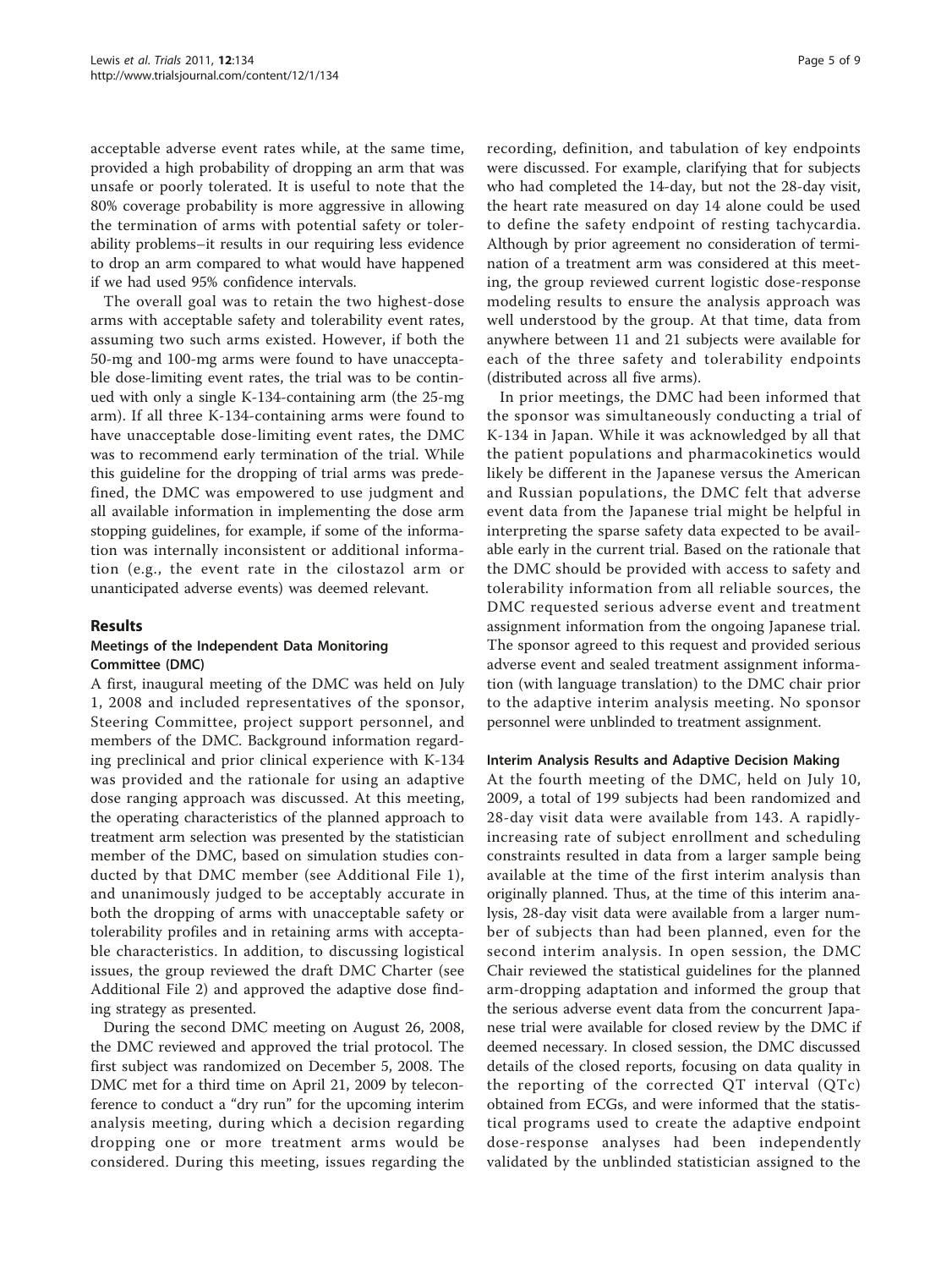acceptable adverse event rates while, at the same time, provided a high probability of dropping an arm that was unsafe or poorly tolerated. It is useful to note that the 80% coverage probability is more aggressive in allowing the termination of arms with potential safety or tolerability problems–it results in our requiring less evidence to drop an arm compared to what would have happened if we had used 95% confidence intervals.

The overall goal was to retain the two highest-dose arms with acceptable safety and tolerability event rates, assuming two such arms existed. However, if both the 50-mg and 100-mg arms were found to have unacceptable dose-limiting event rates, the trial was to be continued with only a single K-134-containing arm (the 25-mg arm). If all three K-134-containing arms were found to have unacceptable dose-limiting event rates, the DMC was to recommend early termination of the trial. While this guideline for the dropping of trial arms was predefined, the DMC was empowered to use judgment and all available information in implementing the dose arm stopping guidelines, for example, if some of the information was internally inconsistent or additional information (e.g., the event rate in the cilostazol arm or unanticipated adverse events) was deemed relevant.

## Results

### Meetings of the Independent Data Monitoring Committee (DMC)

A first, inaugural meeting of the DMC was held on July 1, 2008 and included representatives of the sponsor, Steering Committee, project support personnel, and members of the DMC. Background information regarding preclinical and prior clinical experience with K-134 was provided and the rationale for using an adaptive dose ranging approach was discussed. At this meeting, the operating characteristics of the planned approach to treatment arm selection was presented by the statistician member of the DMC, based on simulation studies conducted by that DMC member (see Additional File 1), and unanimously judged to be acceptably accurate in both the dropping of arms with unacceptable safety or tolerability profiles and in retaining arms with acceptable characteristics. In addition, to discussing logistical issues, the group reviewed the draft DMC Charter (see Additional File 2) and approved the adaptive dose finding strategy as presented.

During the second DMC meeting on August 26, 2008, the DMC reviewed and approved the trial protocol. The first subject was randomized on December 5, 2008. The DMC met for a third time on April 21, 2009 by teleconference to conduct a "dry run" for the upcoming interim analysis meeting, during which a decision regarding dropping one or more treatment arms would be considered. During this meeting, issues regarding the recording, definition, and tabulation of key endpoints were discussed. For example, clarifying that for subjects who had completed the 14-day, but not the 28-day visit, the heart rate measured on day 14 alone could be used to define the safety endpoint of resting tachycardia. Although by prior agreement no consideration of termination of a treatment arm was considered at this meeting, the group reviewed current logistic dose-response modeling results to ensure the analysis approach was well understood by the group. At that time, data from anywhere between 11 and 21 subjects were available for each of the three safety and tolerability endpoints (distributed across all five arms).

In prior meetings, the DMC had been informed that the sponsor was simultaneously conducting a trial of K-134 in Japan. While it was acknowledged by all that the patient populations and pharmacokinetics would likely be different in the Japanese versus the American and Russian populations, the DMC felt that adverse event data from the Japanese trial might be helpful in interpreting the sparse safety data expected to be available early in the current trial. Based on the rationale that the DMC should be provided with access to safety and tolerability information from all reliable sources, the DMC requested serious adverse event and treatment assignment information from the ongoing Japanese trial. The sponsor agreed to this request and provided serious adverse event and sealed treatment assignment information (with language translation) to the DMC chair prior to the adaptive interim analysis meeting. No sponsor personnel were unblinded to treatment assignment.

### Interim Analysis Results and Adaptive Decision Making

At the fourth meeting of the DMC, held on July 10, 2009, a total of 199 subjects had been randomized and 28-day visit data were available from 143. A rapidly-increasing rate of subject enrollment and scheduling constraints resulted in data from a larger sample being available at the time of the first interim analysis than originally planned. Thus, at the time of this interim analysis, 28-day visit data were available from a larger number of subjects than had been planned, even for the second interim analysis. In open session, the DMC Chair reviewed the statistical guidelines for the planned arm-dropping adaptation and informed the group that the serious adverse event data from the concurrent Japanese trial were available for closed review by the DMC if deemed necessary. In closed session, the DMC discussed details of the closed reports, focusing on data quality in the reporting of the corrected QT interval (QTc) obtained from ECGs, and were informed that the statistical programs used to create the adaptive endpoint dose-response analyses had been independently validated by the unblinded statistician assigned to the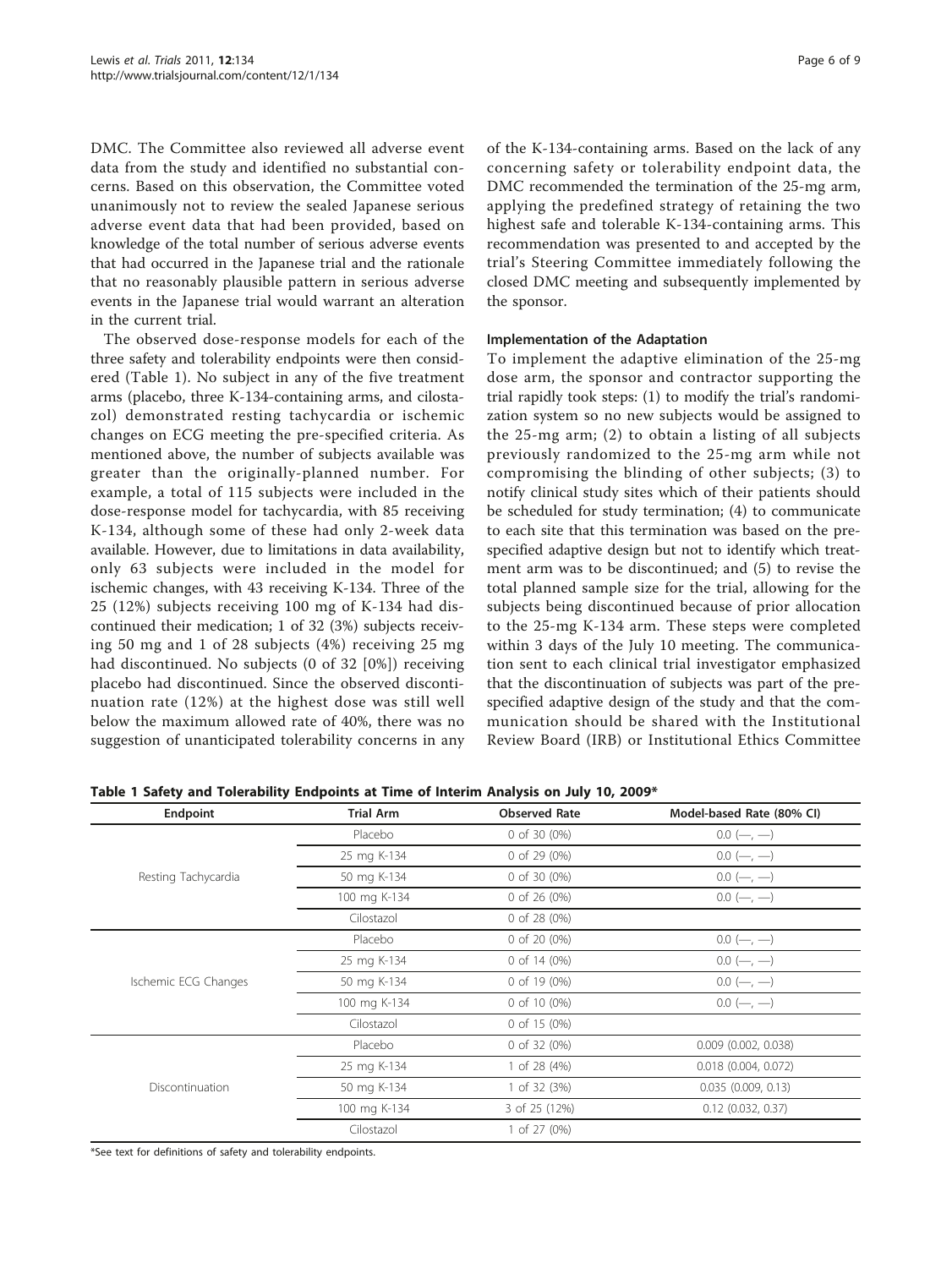DMC. The Committee also reviewed all adverse event data from the study and identified no substantial concerns. Based on this observation, the Committee voted unanimously not to review the sealed Japanese serious adverse event data that had been provided, based on knowledge of the total number of serious adverse events that had occurred in the Japanese trial and the rationale that no reasonably plausible pattern in serious adverse events in the Japanese trial would warrant an alteration in the current trial.

The observed dose-response models for each of the three safety and tolerability endpoints were then considered (Table 1). No subject in any of the five treatment arms (placebo, three K-134-containing arms, and cilostazol) demonstrated resting tachycardia or ischemic changes on ECG meeting the pre-specified criteria. As mentioned above, the number of subjects available was greater than the originally-planned number. For example, a total of 115 subjects were included in the dose-response model for tachycardia, with 85 receiving K-134, although some of these had only 2-week data available. However, due to limitations in data availability, only 63 subjects were included in the model for ischemic changes, with 43 receiving K-134. Three of the 25 (12%) subjects receiving 100 mg of K-134 had discontinued their medication; 1 of 32 (3%) subjects receiving 50 mg and 1 of 28 subjects (4%) receiving 25 mg had discontinued. No subjects (0 of 32 [0%]) receiving placebo had discontinued. Since the observed discontinuation rate (12%) at the highest dose was still well below the maximum allowed rate of 40%, there was no suggestion of unanticipated tolerability concerns in any of the K-134-containing arms. Based on the lack of any concerning safety or tolerability endpoint data, the DMC recommended the termination of the 25-mg arm, applying the predefined strategy of retaining the two highest safe and tolerable K-134-containing arms. This recommendation was presented to and accepted by the trial's Steering Committee immediately following the closed DMC meeting and subsequently implemented by the sponsor.

#### Implementation of the Adaptation

To implement the adaptive elimination of the 25-mg dose arm, the sponsor and contractor supporting the trial rapidly took steps: (1) to modify the trial's randomization system so no new subjects would be assigned to the 25-mg arm; (2) to obtain a listing of all subjects previously randomized to the 25-mg arm while not compromising the blinding of other subjects; (3) to notify clinical study sites which of their patients should be scheduled for study termination; (4) to communicate to each site that this termination was based on the pre-specified adaptive design but not to identify which treatment arm was to be discontinued; and (5) to revise the total planned sample size for the trial, allowing for the subjects being discontinued because of prior allocation to the 25-mg K-134 arm. These steps were completed within 3 days of the July 10 meeting. The communication sent to each clinical trial investigator emphasized that the discontinuation of subjects was part of the pre-specified adaptive design of the study and that the communication should be shared with the Institutional Review Board (IRB) or Institutional Ethics Committee

**Table 1 Safety and Tolerability Endpoints at Time of Interim Analysis on July 10, 2009***

| Endpoint | Trial Arm | Observed Rate | Model-based Rate (80% CI) |
|---|---|---|---|
| Resting Tachycardia | Placebo | 0 of 30 (0%) | 0.0 (—, —) |
| | 25 mg K-134 | 0 of 29 (0%) | 0.0 (—, —) |
| | 50 mg K-134 | 0 of 30 (0%) | 0.0 (—, —) |
| | 100 mg K-134 | 0 of 26 (0%) | 0.0 (—, —) |
| | Cilostazol | 0 of 28 (0%) | |
| Ischemic ECG Changes | Placebo | 0 of 20 (0%) | 0.0 (—, —) |
| | 25 mg K-134 | 0 of 14 (0%) | 0.0 (—, —) |
| | 50 mg K-134 | 0 of 19 (0%) | 0.0 (—, —) |
| | 100 mg K-134 | 0 of 10 (0%) | 0.0 (—, —) |
| | Cilostazol | 0 of 15 (0%) | |
| Discontinuation | Placebo | 0 of 32 (0%) | 0.009 (0.002, 0.038) |
| | 25 mg K-134 | 1 of 28 (4%) | 0.018 (0.004, 0.072) |
| | 50 mg K-134 | 1 of 32 (3%) | 0.035 (0.009, 0.13) |
| | 100 mg K-134 | 3 of 25 (12%) | 0.12 (0.032, 0.37) |
| | Cilostazol | 1 of 27 (0%) | |

*See text for definitions of safety and tolerability endpoints.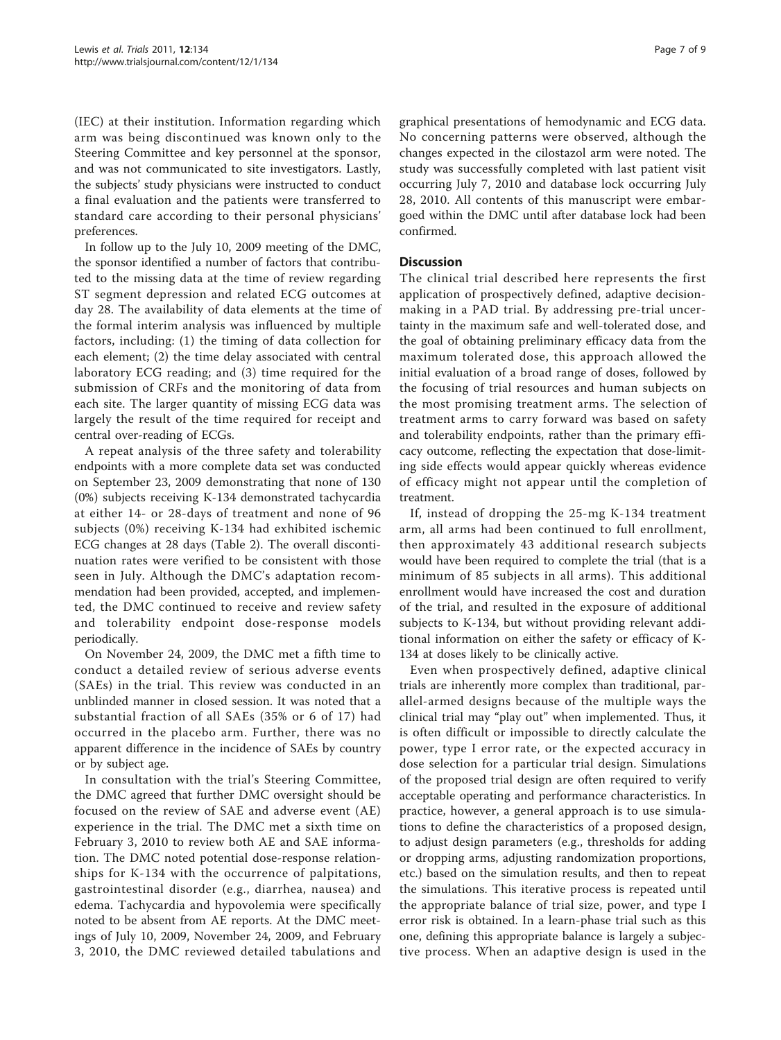(IEC) at their institution. Information regarding which arm was being discontinued was known only to the Steering Committee and key personnel at the sponsor, and was not communicated to site investigators. Lastly, the subjects' study physicians were instructed to conduct a final evaluation and the patients were transferred to standard care according to their personal physicians' preferences.

In follow up to the July 10, 2009 meeting of the DMC, the sponsor identified a number of factors that contributed to the missing data at the time of review regarding ST segment depression and related ECG outcomes at day 28. The availability of data elements at the time of the formal interim analysis was influenced by multiple factors, including: (1) the timing of data collection for each element; (2) the time delay associated with central laboratory ECG reading; and (3) time required for the submission of CRFs and the monitoring of data from each site. The larger quantity of missing ECG data was largely the result of the time required for receipt and central over-reading of ECGs.

A repeat analysis of the three safety and tolerability endpoints with a more complete data set was conducted on September 23, 2009 demonstrating that none of 130 (0%) subjects receiving K-134 demonstrated tachycardia at either 14- or 28-days of treatment and none of 96 subjects (0%) receiving K-134 had exhibited ischemic ECG changes at 28 days (Table 2). The overall discontinuation rates were verified to be consistent with those seen in July. Although the DMC's adaptation recommendation had been provided, accepted, and implemented, the DMC continued to receive and review safety and tolerability endpoint dose-response models periodically.

On November 24, 2009, the DMC met a fifth time to conduct a detailed review of serious adverse events (SAEs) in the trial. This review was conducted in an unblinded manner in closed session. It was noted that a substantial fraction of all SAEs (35% or 6 of 17) had occurred in the placebo arm. Further, there was no apparent difference in the incidence of SAEs by country or by subject age.

In consultation with the trial's Steering Committee, the DMC agreed that further DMC oversight should be focused on the review of SAE and adverse event (AE) experience in the trial. The DMC met a sixth time on February 3, 2010 to review both AE and SAE information. The DMC noted potential dose-response relationships for K-134 with the occurrence of palpitations, gastrointestinal disorder (e.g., diarrhea, nausea) and edema. Tachycardia and hypovolemia were specifically noted to be absent from AE reports. At the DMC meetings of July 10, 2009, November 24, 2009, and February 3, 2010, the DMC reviewed detailed tabulations and graphical presentations of hemodynamic and ECG data. No concerning patterns were observed, although the changes expected in the cilostazol arm were noted. The study was successfully completed with last patient visit occurring July 7, 2010 and database lock occurring July 28, 2010. All contents of this manuscript were embargoed within the DMC until after database lock had been confirmed.

## Discussion

The clinical trial described here represents the first application of prospectively defined, adaptive decision-making in a PAD trial. By addressing pre-trial uncertainty in the maximum safe and well-tolerated dose, and the goal of obtaining preliminary efficacy data from the maximum tolerated dose, this approach allowed the initial evaluation of a broad range of doses, followed by the focusing of trial resources and human subjects on the most promising treatment arms. The selection of treatment arms to carry forward was based on safety and tolerability endpoints, rather than the primary efficacy outcome, reflecting the expectation that dose-limiting side effects would appear quickly whereas evidence of efficacy might not appear until the completion of treatment.

If, instead of dropping the 25-mg K-134 treatment arm, all arms had been continued to full enrollment, then approximately 43 additional research subjects would have been required to complete the trial (that is a minimum of 85 subjects in all arms). This additional enrollment would have increased the cost and duration of the trial, and resulted in the exposure of additional subjects to K-134, but without providing relevant additional information on either the safety or efficacy of K-134 at doses likely to be clinically active.

Even when prospectively defined, adaptive clinical trials are inherently more complex than traditional, parallel-armed designs because of the multiple ways the clinical trial may "play out" when implemented. Thus, it is often difficult or impossible to directly calculate the power, type I error rate, or the expected accuracy in dose selection for a particular trial design. Simulations of the proposed trial design are often required to verify acceptable operating and performance characteristics. In practice, however, a general approach is to use simulations to define the characteristics of a proposed design, to adjust design parameters (e.g., thresholds for adding or dropping arms, adjusting randomization proportions, etc.) based on the simulation results, and then to repeat the simulations. This iterative process is repeated until the appropriate balance of trial size, power, and type I error risk is obtained. In a learn-phase trial such as this one, defining this appropriate balance is largely a subjective process. When an adaptive design is used in the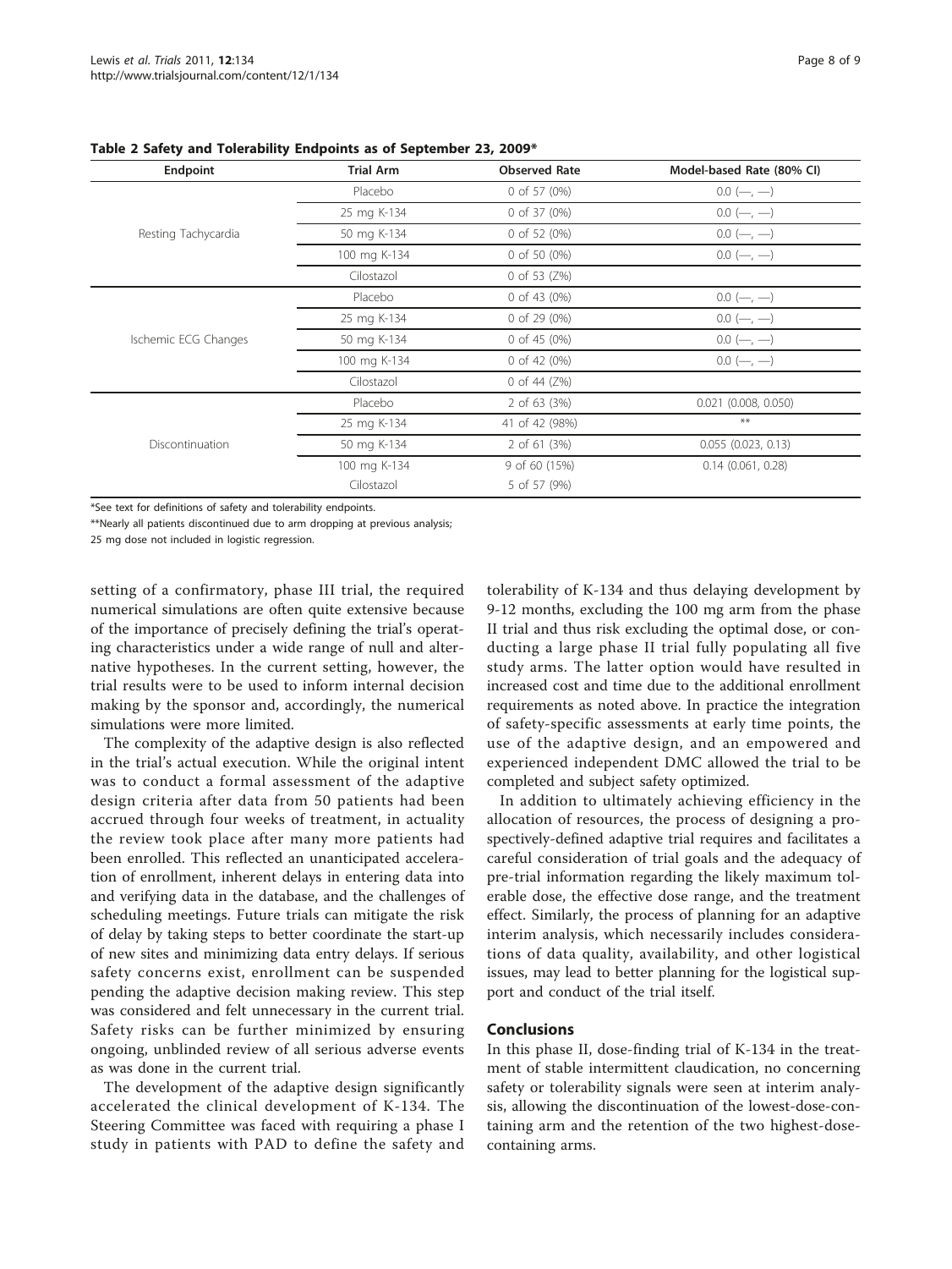**Table 2 Safety and Tolerability Endpoints as of September 23, 2009***

| Endpoint | Trial Arm | Observed Rate | Model-based Rate (80% CI) |
|---|---|---|---|
| Resting Tachycardia | Placebo | 0 of 57 (0%) | 0.0 (—, —) |
| | 25 mg K-134 | 0 of 37 (0%) | 0.0 (—, —) |
| | 50 mg K-134 | 0 of 52 (0%) | 0.0 (—, —) |
| | 100 mg K-134 | 0 of 50 (0%) | 0.0 (—, —) |
| | Cilostazol | 0 of 53 (Z%) | |
| Ischemic ECG Changes | Placebo | 0 of 43 (0%) | 0.0 (—, —) |
| | 25 mg K-134 | 0 of 29 (0%) | 0.0 (—, —) |
| | 50 mg K-134 | 0 of 45 (0%) | 0.0 (—, —) |
| | 100 mg K-134 | 0 of 42 (0%) | 0.0 (—, —) |
| | Cilostazol | 0 of 44 (Z%) | |
| Discontinuation | Placebo | 2 of 63 (3%) | 0.021 (0.008, 0.050) |
| | 25 mg K-134 | 41 of 42 (98%) | ** |
| | 50 mg K-134 | 2 of 61 (3%) | 0.055 (0.023, 0.13) |
| | 100 mg K-134 | 9 of 60 (15%) | 0.14 (0.061, 0.28) |
| | Cilostazol | 5 of 57 (9%) | |

*See text for definitions of safety and tolerability endpoints.

**Nearly all patients discontinued due to arm dropping at previous analysis;

25 mg dose not included in logistic regression.

setting of a confirmatory, phase III trial, the required numerical simulations are often quite extensive because of the importance of precisely defining the trial's operating characteristics under a wide range of null and alternative hypotheses. In the current setting, however, the trial results were to be used to inform internal decision making by the sponsor and, accordingly, the numerical simulations were more limited.

The complexity of the adaptive design is also reflected in the trial's actual execution. While the original intent was to conduct a formal assessment of the adaptive design criteria after data from 50 patients had been accrued through four weeks of treatment, in actuality the review took place after many more patients had been enrolled. This reflected an unanticipated acceleration of enrollment, inherent delays in entering data into and verifying data in the database, and the challenges of scheduling meetings. Future trials can mitigate the risk of delay by taking steps to better coordinate the start-up of new sites and minimizing data entry delays. If serious safety concerns exist, enrollment can be suspended pending the adaptive decision making review. This step was considered and felt unnecessary in the current trial. Safety risks can be further minimized by ensuring ongoing, unblinded review of all serious adverse events as was done in the current trial.

The development of the adaptive design significantly accelerated the clinical development of K-134. The Steering Committee was faced with requiring a phase I study in patients with PAD to define the safety and tolerability of K-134 and thus delaying development by 9-12 months, excluding the 100 mg arm from the phase II trial and thus risk excluding the optimal dose, or conducting a large phase II trial fully populating all five study arms. The latter option would have resulted in increased cost and time due to the additional enrollment requirements as noted above. In practice the integration of safety-specific assessments at early time points, the use of the adaptive design, and an empowered and experienced independent DMC allowed the trial to be completed and subject safety optimized.

In addition to ultimately achieving efficiency in the allocation of resources, the process of designing a prospectively-defined adaptive trial requires and facilitates a careful consideration of trial goals and the adequacy of pre-trial information regarding the likely maximum tolerable dose, the effective dose range, and the treatment effect. Similarly, the process of planning for an adaptive interim analysis, which necessarily includes considerations of data quality, availability, and other logistical issues, may lead to better planning for the logistical support and conduct of the trial itself.

## Conclusions

In this phase II, dose-finding trial of K-134 in the treatment of stable intermittent claudication, no concerning safety or tolerability signals were seen at interim analysis, allowing the discontinuation of the lowest-dose-containing arm and the retention of the two highest-dose-containing arms.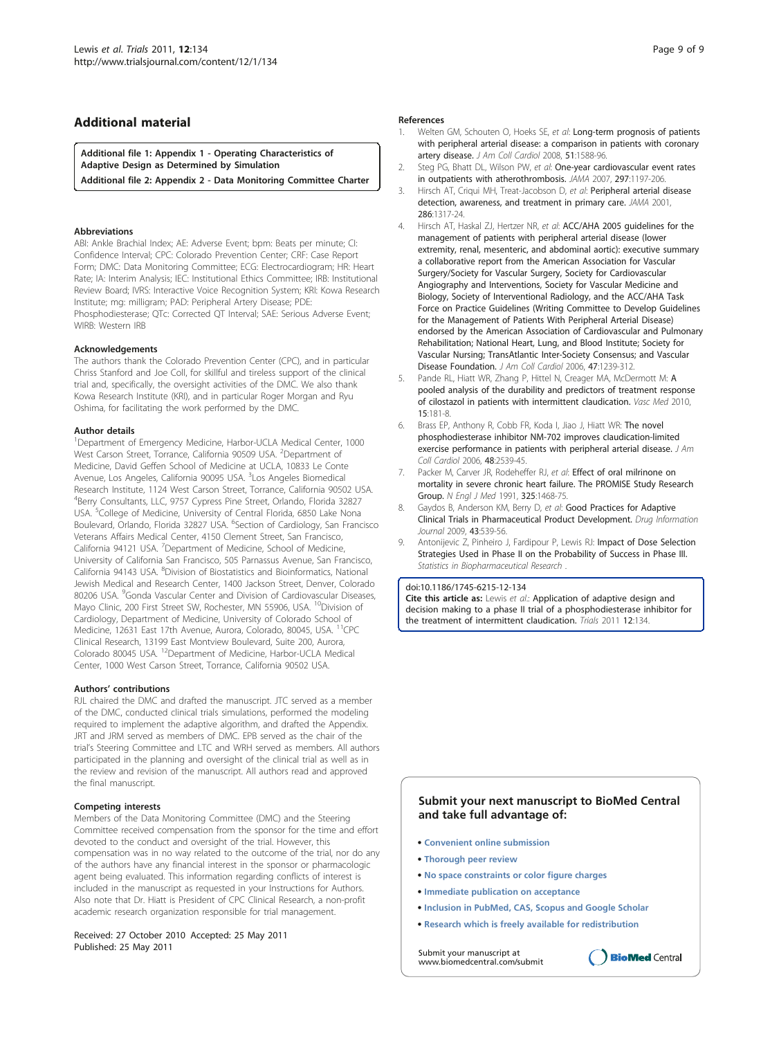## Additional material

**Additional file 1: Appendix 1 - Operating Characteristics of Adaptive Design as Determined by Simulation**

**Additional file 2: Appendix 2 - Data Monitoring Committee Charter**

### Abbreviations

ABI: Ankle Brachial Index; AE: Adverse Event; bpm: Beats per minute; CI: Confidence Interval; CPC: Colorado Prevention Center; CRF: Case Report Form; DMC: Data Monitoring Committee; ECG: Electrocardiogram; HR: Heart Rate; IA: Interim Analysis; IEC: Institutional Ethics Committee; IRB: Institutional Review Board; IVRS: Interactive Voice Recognition System; KRI: Kowa Research Institute; mg: milligram; PAD: Peripheral Artery Disease; PDE: Phosphodiesterase; QTc: Corrected QT Interval; SAE: Serious Adverse Event; WIRB: Western IRB

### Acknowledgements

The authors thank the Colorado Prevention Center (CPC), and in particular Chriss Stanford and Joe Coll, for skillful and tireless support of the clinical trial and, specifically, the oversight activities of the DMC. We also thank Kowa Research Institute (KRI), and in particular Roger Morgan and Ryu Oshima, for facilitating the work performed by the DMC.

### Author details

[1]Department of Emergency Medicine, Harbor-UCLA Medical Center, 1000 West Carson Street, Torrance, California 90509 USA. [2]Department of Medicine, David Geffen School of Medicine at UCLA, 10833 Le Conte Avenue, Los Angeles, California 90095 USA. [3]Los Angeles Biomedical Research Institute, 1124 West Carson Street, Torrance, California 90502 USA. [4]Berry Consultants, LLC, 9757 Cypress Pine Street, Orlando, Florida 32827 USA. [5]College of Medicine, University of Central Florida, 6850 Lake Nona Boulevard, Orlando, Florida 32827 USA. [6]Section of Cardiology, San Francisco Veterans Affairs Medical Center, 4150 Clement Street, San Francisco, California 94121 USA. [7]Department of Medicine, School of Medicine, University of California San Francisco, 505 Parnassus Avenue, San Francisco, California 94143 USA. [8]Division of Biostatistics and Bioinformatics, National Jewish Medical and Research Center, 1400 Jackson Street, Denver, Colorado 80206 USA. [9]Gonda Vascular Center and Division of Cardiovascular Diseases, Mayo Clinic, 200 First Street SW, Rochester, MN 55906, USA. [10]Division of Cardiology, Department of Medicine, University of Colorado School of Medicine, 12631 East 17th Avenue, Aurora, Colorado, 80045, USA. [11]CPC Clinical Research, 13199 East Montview Boulevard, Suite 200, Aurora, Colorado 80045 USA. [12]Department of Medicine, Harbor-UCLA Medical Center, 1000 West Carson Street, Torrance, California 90502 USA.

### Authors' contributions

RJL chaired the DMC and drafted the manuscript. JTC served as a member of the DMC, conducted clinical trials simulations, performed the modeling required to implement the adaptive algorithm, and drafted the Appendix. JRT and JRM served as members of DMC. EPB served as the chair of the trial's Steering Committee and LTC and WRH served as members. All authors participated in the planning and oversight of the clinical trial as well as in the review and revision of the manuscript. All authors read and approved the final manuscript.

### Competing interests

Members of the Data Monitoring Committee (DMC) and the Steering Committee received compensation from the sponsor for the time and effort devoted to the conduct and oversight of the trial. However, this compensation was in no way related to the outcome of the trial, nor do any of the authors have any financial interest in the sponsor or pharmacologic agent being evaluated. This information regarding conflicts of interest is included in the manuscript as requested in your Instructions for Authors. Also note that Dr. Hiatt is President of CPC Clinical Research, a non-profit academic research organization responsible for trial management.

Received: 27 October 2010 Accepted: 25 May 2011
Published: 25 May 2011

### References

1. Welten GM, Schouten O, Hoeks SE, *et al*: **Long-term prognosis of patients with peripheral arterial disease: a comparison in patients with coronary artery disease.** *J Am Coll Cardiol* 2008, **51**:1588-96.
2. Steg PG, Bhatt DL, Wilson PW, *et al*: **One-year cardiovascular event rates in outpatients with atherothrombosis.** *JAMA* 2007, **297**:1197-206.
3. Hirsch AT, Criqui MH, Treat-Jacobson D, *et al*: **Peripheral arterial disease detection, awareness, and treatment in primary care.** *JAMA* 2001, **286**:1317-24.
4. Hirsch AT, Haskal ZJ, Hertzer NR, *et al*: **ACC/AHA 2005 guidelines for the management of patients with peripheral arterial disease (lower extremity, renal, mesenteric, and abdominal aortic): executive summary a collaborative report from the American Association for Vascular Surgery/Society for Vascular Surgery, Society for Cardiovascular Angiography and Interventions, Society for Vascular Medicine and Biology, Society of Interventional Radiology, and the ACC/AHA Task Force on Practice Guidelines (Writing Committee to Develop Guidelines for the Management of Patients With Peripheral Arterial Disease) endorsed by the American Association of Cardiovascular and Pulmonary Rehabilitation; National Heart, Lung, and Blood Institute; Society for Vascular Nursing; TransAtlantic Inter-Society Consensus; and Vascular Disease Foundation.** *J Am Coll Cardiol* 2006, **47**:1239-312.
5. Pande RL, Hiatt WR, Zhang P, Hittel N, Creager MA, McDermott M: **A pooled analysis of the durability and predictors of treatment response of cilostazol in patients with intermittent claudication.** *Vasc Med* 2010, **15**:181-8.
6. Brass EP, Anthony R, Cobb FR, Koda I, Jiao J, Hiatt WR: **The novel phosphodiesterase inhibitor NM-702 improves claudication-limited exercise performance in patients with peripheral arterial disease.** *J Am Coll Cardiol* 2006, **48**:2539-45.
7. Packer M, Carver JR, Rodeheffer RJ, *et al*: **Effect of oral milrinone on mortality in severe chronic heart failure. The PROMISE Study Research Group.** *N Engl J Med* 1991, **325**:1468-75.
8. Gaydos B, Anderson KM, Berry D, *et al*: **Good Practices for Adaptive Clinical Trials in Pharmaceutical Product Development.** *Drug Information Journal* 2009, **43**:539-56.
9. Antonijevic Z, Pinheiro J, Fardipour P, Lewis RJ: **Impact of Dose Selection Strategies Used in Phase II on the Probability of Success in Phase III.** *Statistics in Biopharmaceutical Research* .

doi:10.1186/1745-6215-12-134
**Cite this article as:** Lewis *et al.*: Application of adaptive design and decision making to a phase II trial of a phosphodiesterase inhibitor for the treatment of intermittent claudication. *Trials* 2011 **12**:134.